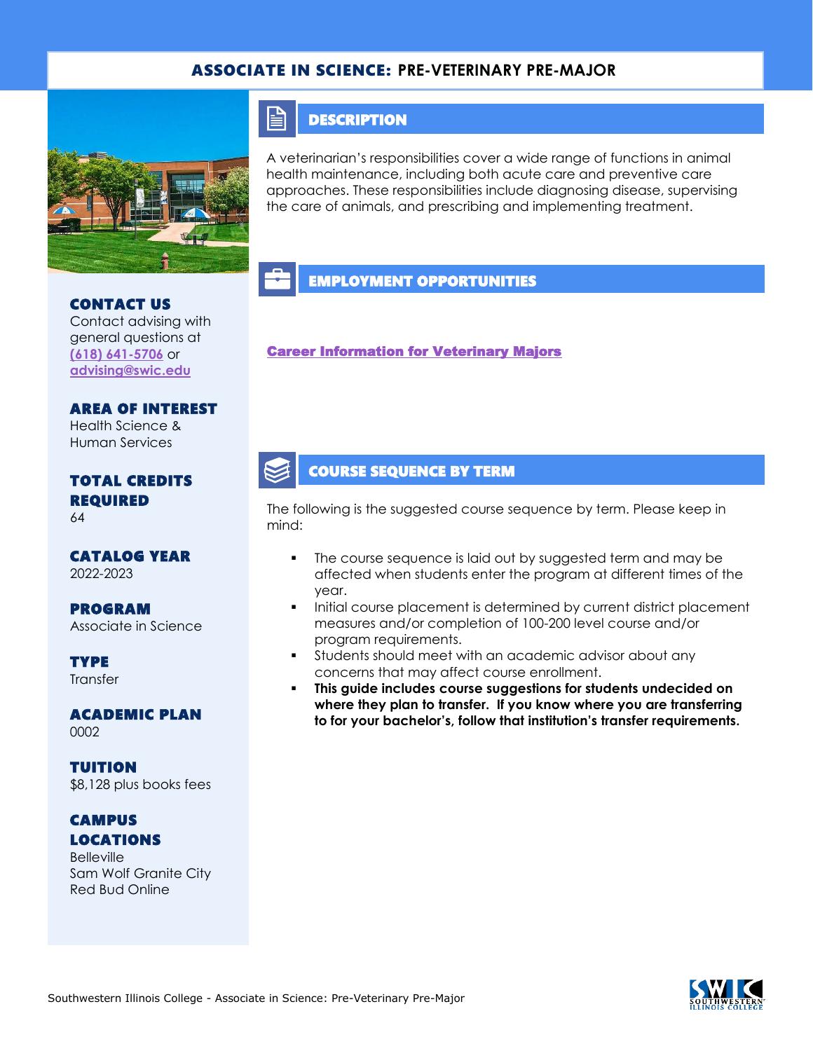# ASSOCIATE IN SCIENCE: PRE-VETERINARY PRE-MAJOR

## CONTACT US

Contact advising with general questions at (618) 641-5706 or advising@swic.edu

## AREA OF INTEREST

Health Science & Human Services

## TOTAL CREDITS REQUIRED

64

## CATALOG YEAR

2022-2023

## PROGRAM

Associate in Science

## TYPE

Transfer

## ACADEMIC PLAN

0002

## TUITION

$8,128 plus books fees

## CAMPUS LOCATIONS

Belleville
Sam Wolf Granite City
Red Bud Online

## DESCRIPTION

A veterinarian's responsibilities cover a wide range of functions in animal health maintenance, including both acute care and preventive care approaches. These responsibilities include diagnosing disease, supervising the care of animals, and prescribing and implementing treatment.

## EMPLOYMENT OPPORTUNITIES

**Career Information for Veterinary Majors**

## COURSE SEQUENCE BY TERM

The following is the suggested course sequence by term. Please keep in mind:

- The course sequence is laid out by suggested term and may be affected when students enter the program at different times of the year.
- Initial course placement is determined by current district placement measures and/or completion of 100-200 level course and/or program requirements.
- Students should meet with an academic advisor about any concerns that may affect course enrollment.
- **This guide includes course suggestions for students undecided on where they plan to transfer. If you know where you are transferring to for your bachelor's, follow that institution's transfer requirements.**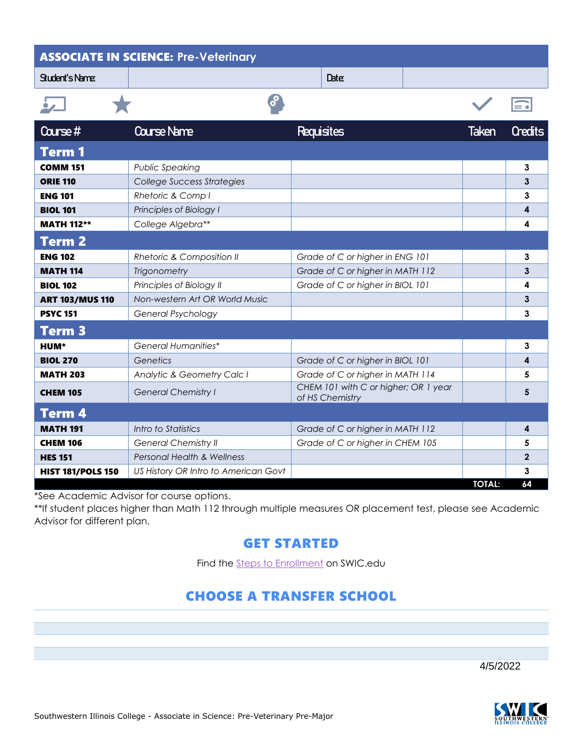# ASSOCIATE IN SCIENCE: Pre-Veterinary

| Student's Name: | | Date: | |
|---|---|---|---|

| Course # | Course Name | Requisites | Taken | Credits |
|---|---|---|---|---|
| **Term 1** | | | | |
| **COMM 151** | *Public Speaking* | | | 3 |
| **ORIE 110** | *College Success Strategies* | | | 3 |
| **ENG 101** | *Rhetoric & Comp I* | | | 3 |
| **BIOL 101** | *Principles of Biology I* | | | 4 |
| **MATH 112**** | *College Algebra*** | | | 4 |
| **Term 2** | | | | |
| **ENG 102** | *Rhetoric & Composition II* | *Grade of C or higher in ENG 101* | | 3 |
| **MATH 114** | *Trigonometry* | *Grade of C or higher in MATH 112* | | 3 |
| **BIOL 102** | *Principles of Biology II* | *Grade of C or higher in BIOL 101* | | 4 |
| **ART 103/MUS 110** | *Non-western Art OR World Music* | | | 3 |
| **PSYC 151** | *General Psychology* | | | 3 |
| **Term 3** | | | | |
| **HUM*** | *General Humanities** | | | 3 |
| **BIOL 270** | *Genetics* | *Grade of C or higher in BIOL 101* | | 4 |
| **MATH 203** | *Analytic & Geometry Calc I* | *Grade of C or higher in MATH 114* | | 5 |
| **CHEM 105** | *General Chemistry I* | *CHEM 101 with C or higher; OR 1 year of HS Chemistry* | | 5 |
| **Term 4** | | | | |
| **MATH 191** | *Intro to Statistics* | *Grade of C or higher in MATH 112* | | 4 |
| **CHEM 106** | *General Chemistry II* | *Grade of C or higher in CHEM 105* | | 5 |
| **HES 151** | *Personal Health & Wellness* | | | 2 |
| **HIST 181/POLS 150** | *US History OR Intro to American Govt* | | | 3 |
| | | | **TOTAL:** | **64** |

*See Academic Advisor for course options.

**If student places higher than Math 112 through multiple measures OR placement test, please see Academic Advisor for different plan.

## GET STARTED

Find the Steps to Enrollment on SWIC.edu

## CHOOSE A TRANSFER SCHOOL

4/5/2022

Southwestern Illinois College - Associate in Science: Pre-Veterinary Pre-Major